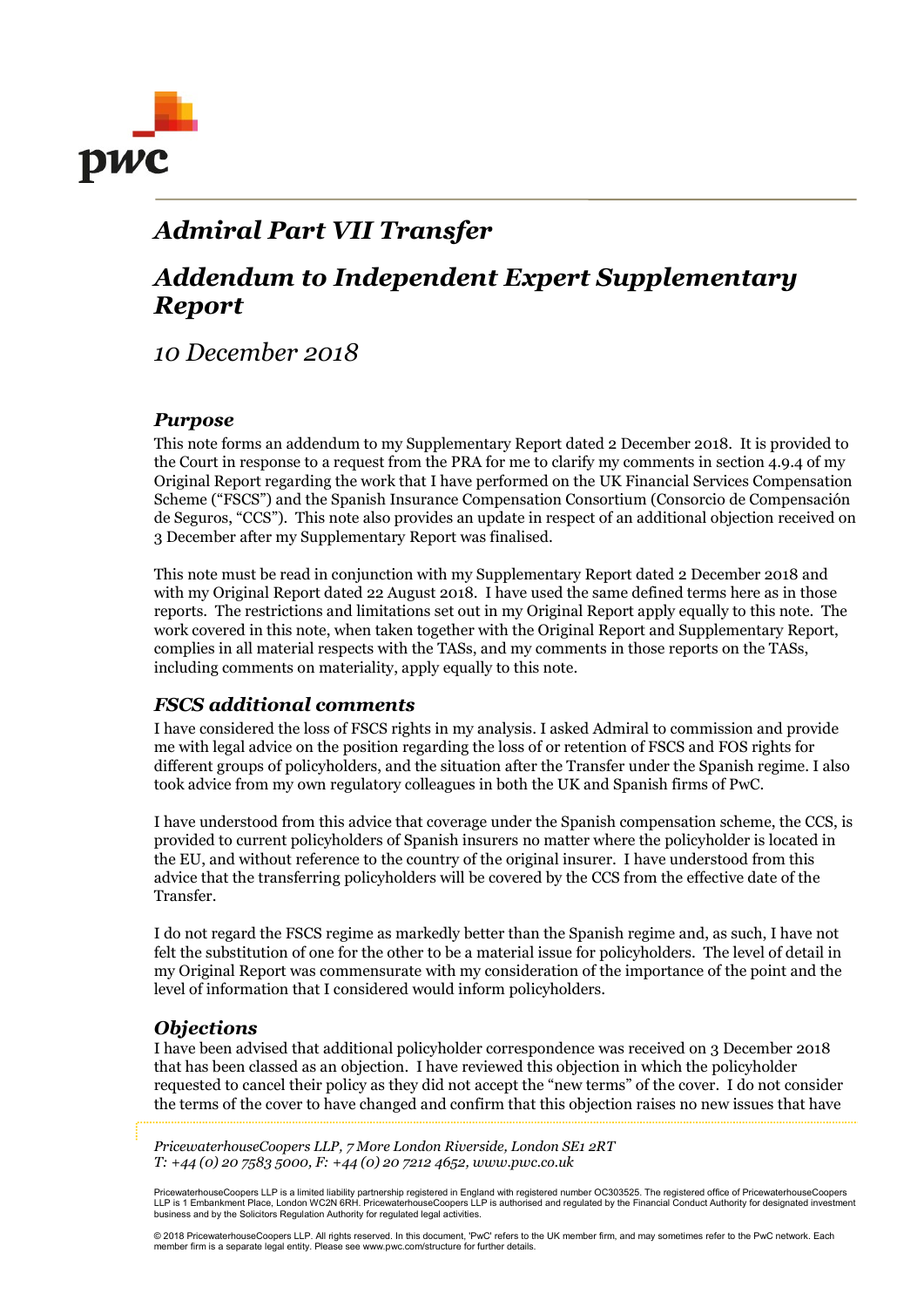# Admiral Part VII Transfer

## Addendum to Independent Expert Supplementary Report

*10 December 2018*

### Purpose

This note forms an addendum to my Supplementary Report dated 2 December 2018. It is provided to the Court in response to a request from the PRA for me to clarify my comments in section 4.9.4 of my Original Report regarding the work that I have performed on the UK Financial Services Compensation Scheme ("FSCS") and the Spanish Insurance Compensation Consortium (Consorcio de Compensación de Seguros, "CCS"). This note also provides an update in respect of an additional objection received on 3 December after my Supplementary Report was finalised.

This note must be read in conjunction with my Supplementary Report dated 2 December 2018 and with my Original Report dated 22 August 2018. I have used the same defined terms here as in those reports. The restrictions and limitations set out in my Original Report apply equally to this note. The work covered in this note, when taken together with the Original Report and Supplementary Report, complies in all material respects with the TASs, and my comments in those reports on the TASs, including comments on materiality, apply equally to this note.

### FSCS additional comments

I have considered the loss of FSCS rights in my analysis. I asked Admiral to commission and provide me with legal advice on the position regarding the loss of or retention of FSCS and FOS rights for different groups of policyholders, and the situation after the Transfer under the Spanish regime. I also took advice from my own regulatory colleagues in both the UK and Spanish firms of PwC.

I have understood from this advice that coverage under the Spanish compensation scheme, the CCS, is provided to current policyholders of Spanish insurers no matter where the policyholder is located in the EU, and without reference to the country of the original insurer. I have understood from this advice that the transferring policyholders will be covered by the CCS from the effective date of the Transfer.

I do not regard the FSCS regime as markedly better than the Spanish regime and, as such, I have not felt the substitution of one for the other to be a material issue for policyholders. The level of detail in my Original Report was commensurate with my consideration of the importance of the point and the level of information that I considered would inform policyholders.

### Objections

I have been advised that additional policyholder correspondence was received on 3 December 2018 that has been classed as an objection. I have reviewed this objection in which the policyholder requested to cancel their policy as they did not accept the "new terms" of the cover. I do not consider the terms of the cover to have changed and confirm that this objection raises no new issues that have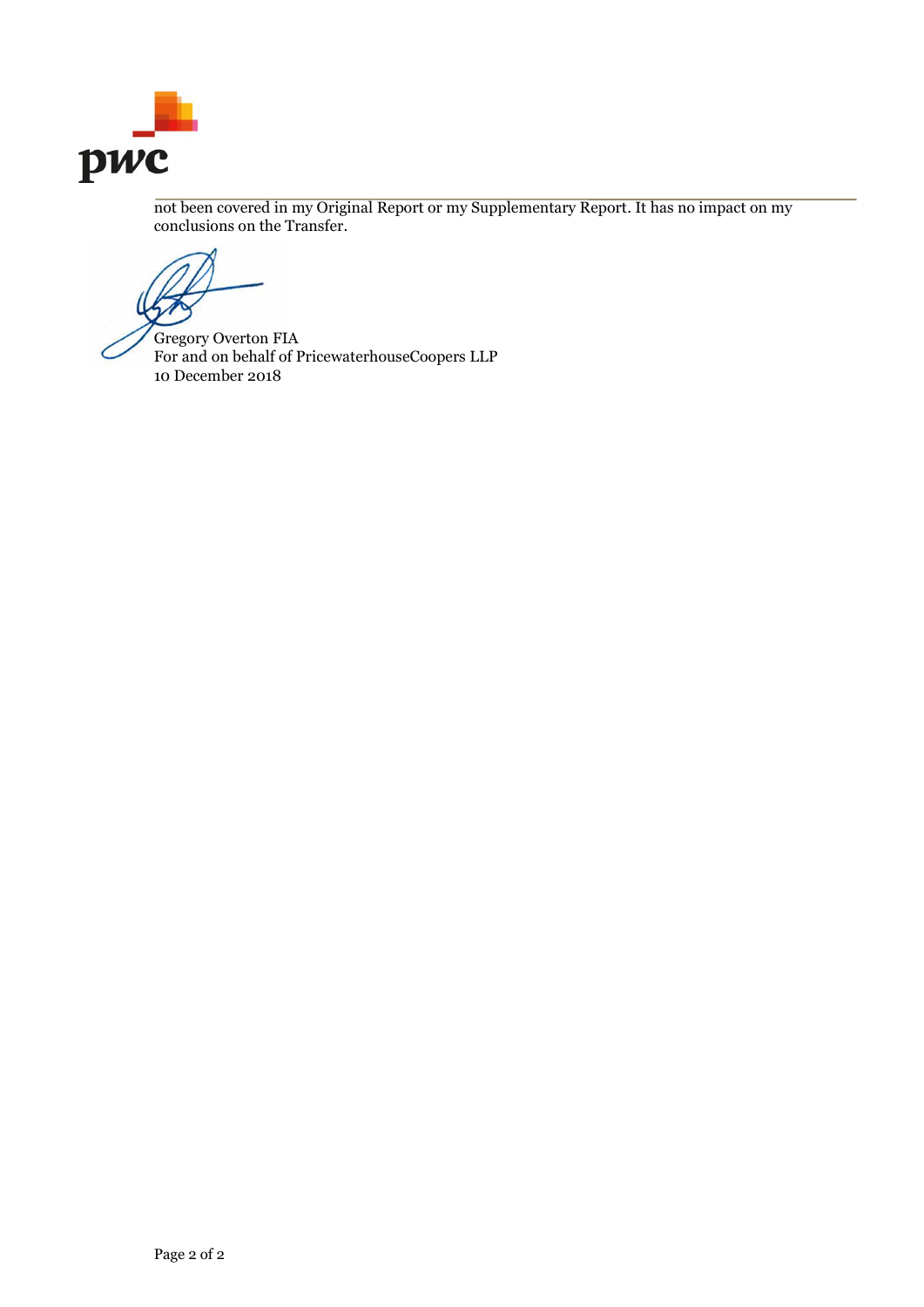not been covered in my Original Report or my Supplementary Report. It has no impact on my conclusions on the Transfer.

Gregory Overton FIA
For and on behalf of PricewaterhouseCoopers LLP
10 December 2018